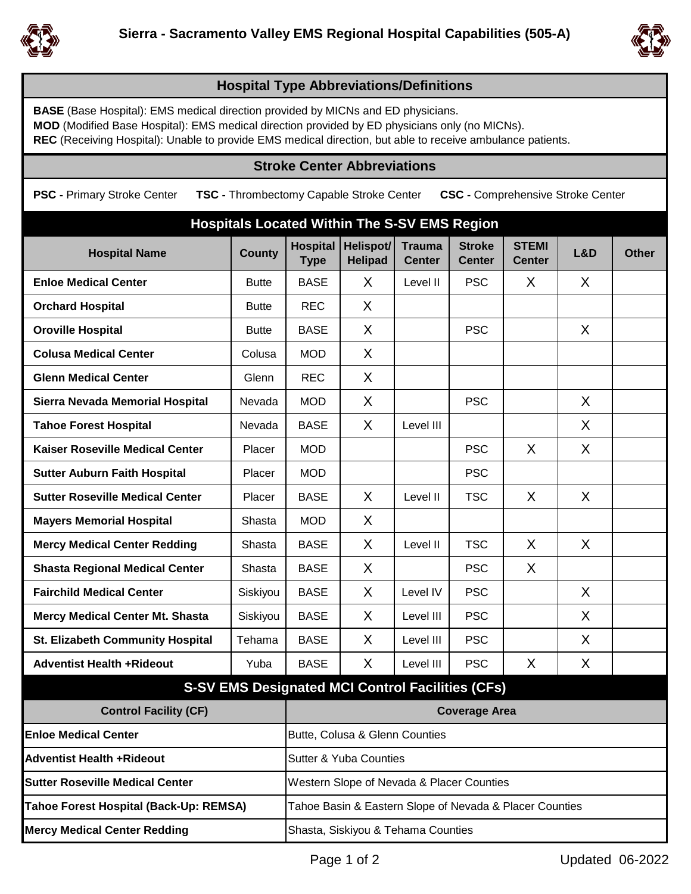# Sierra - Sacramento Valley EMS Regional Hospital Capabilities (505-A)

## Hospital Type Abbreviations/Definitions

**BASE** (Base Hospital): EMS medical direction provided by MICNs and ED physicians.
**MOD** (Modified Base Hospital): EMS medical direction provided by ED physicians only (no MICNs).
**REC** (Receiving Hospital): Unable to provide EMS medical direction, but able to receive ambulance patients.

## Stroke Center Abbreviations

**PSC -** Primary Stroke Center **TSC -** Thrombectomy Capable Stroke Center **CSC -** Comprehensive Stroke Center

## Hospitals Located Within The S-SV EMS Region

| Hospital Name | County | Hospital Type | Helispot/ Helipad | Trauma Center | Stroke Center | STEMI Center | L&D | Other |
|---|---|---|---|---|---|---|---|---|
| **Enloe Medical Center** | Butte | BASE | X | Level II | PSC | X | X | |
| **Orchard Hospital** | Butte | REC | X | | | | | |
| **Oroville Hospital** | Butte | BASE | X | | PSC | | X | |
| **Colusa Medical Center** | Colusa | MOD | X | | | | | |
| **Glenn Medical Center** | Glenn | REC | X | | | | | |
| **Sierra Nevada Memorial Hospital** | Nevada | MOD | X | | PSC | | X | |
| **Tahoe Forest Hospital** | Nevada | BASE | X | Level III | | | X | |
| **Kaiser Roseville Medical Center** | Placer | MOD | | | PSC | X | X | |
| **Sutter Auburn Faith Hospital** | Placer | MOD | | | PSC | | | |
| **Sutter Roseville Medical Center** | Placer | BASE | X | Level II | TSC | X | X | |
| **Mayers Memorial Hospital** | Shasta | MOD | X | | | | | |
| **Mercy Medical Center Redding** | Shasta | BASE | X | Level II | TSC | X | X | |
| **Shasta Regional Medical Center** | Shasta | BASE | X | | PSC | X | | |
| **Fairchild Medical Center** | Siskiyou | BASE | X | Level IV | PSC | | X | |
| **Mercy Medical Center Mt. Shasta** | Siskiyou | BASE | X | Level III | PSC | | X | |
| **St. Elizabeth Community Hospital** | Tehama | BASE | X | Level III | PSC | | X | |
| **Adventist Health +Rideout** | Yuba | BASE | X | Level III | PSC | X | X | |

## S-SV EMS Designated MCI Control Facilities (CFs)

| Control Facility (CF) | Coverage Area |
|---|---|
| **Enloe Medical Center** | Butte, Colusa & Glenn Counties |
| **Adventist Health +Rideout** | Sutter & Yuba Counties |
| **Sutter Roseville Medical Center** | Western Slope of Nevada & Placer Counties |
| **Tahoe Forest Hospital (Back-Up: REMSA)** | Tahoe Basin & Eastern Slope of Nevada & Placer Counties |
| **Mercy Medical Center Redding** | Shasta, Siskiyou & Tehama Counties |

Updated 06-2022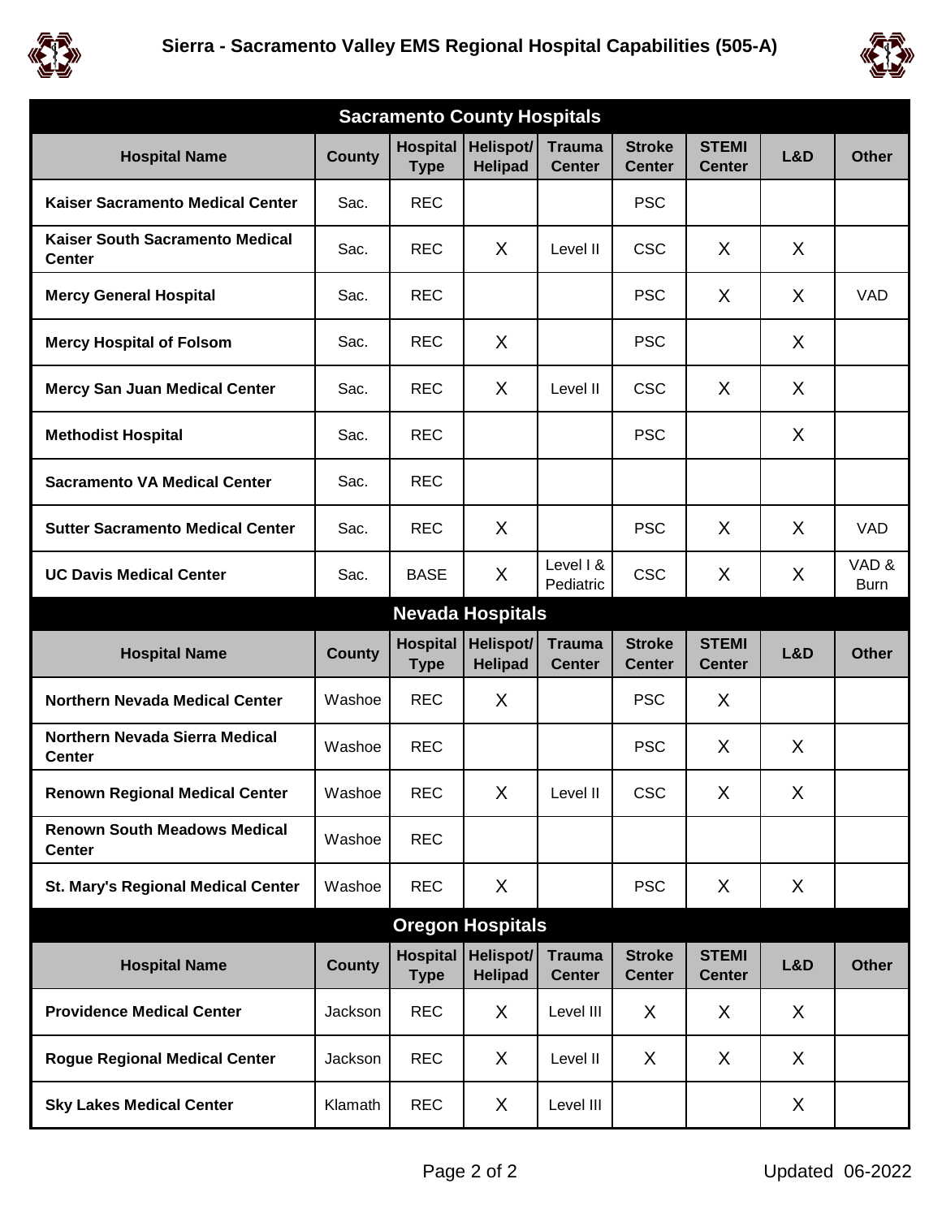# Sierra - Sacramento Valley EMS Regional Hospital Capabilities (505-A)

## Sacramento County Hospitals

| Hospital Name | County | Hospital Type | Helispot/ Helipad | Trauma Center | Stroke Center | STEMI Center | L&D | Other |
|---|---|---|---|---|---|---|---|---|
| **Kaiser Sacramento Medical Center** | Sac. | REC | | | PSC | | | |
| **Kaiser South Sacramento Medical Center** | Sac. | REC | X | Level II | CSC | X | X | |
| **Mercy General Hospital** | Sac. | REC | | | PSC | X | X | VAD |
| **Mercy Hospital of Folsom** | Sac. | REC | X | | PSC | | X | |
| **Mercy San Juan Medical Center** | Sac. | REC | X | Level II | CSC | X | X | |
| **Methodist Hospital** | Sac. | REC | | | PSC | | X | |
| **Sacramento VA Medical Center** | Sac. | REC | | | | | | |
| **Sutter Sacramento Medical Center** | Sac. | REC | X | | PSC | X | X | VAD |
| **UC Davis Medical Center** | Sac. | BASE | X | Level I & Pediatric | CSC | X | X | VAD & Burn |

## Nevada Hospitals

| Hospital Name | County | Hospital Type | Helispot/ Helipad | Trauma Center | Stroke Center | STEMI Center | L&D | Other |
|---|---|---|---|---|---|---|---|---|
| **Northern Nevada Medical Center** | Washoe | REC | X | | PSC | X | | |
| **Northern Nevada Sierra Medical Center** | Washoe | REC | | | PSC | X | X | |
| **Renown Regional Medical Center** | Washoe | REC | X | Level II | CSC | X | X | |
| **Renown South Meadows Medical Center** | Washoe | REC | | | | | | |
| **St. Mary's Regional Medical Center** | Washoe | REC | X | | PSC | X | X | |

## Oregon Hospitals

| Hospital Name | County | Hospital Type | Helispot/ Helipad | Trauma Center | Stroke Center | STEMI Center | L&D | Other |
|---|---|---|---|---|---|---|---|---|
| **Providence Medical Center** | Jackson | REC | X | Level III | X | X | X | |
| **Rogue Regional Medical Center** | Jackson | REC | X | Level II | X | X | X | |
| **Sky Lakes Medical Center** | Klamath | REC | X | Level III | | | X | |

Updated 06-2022